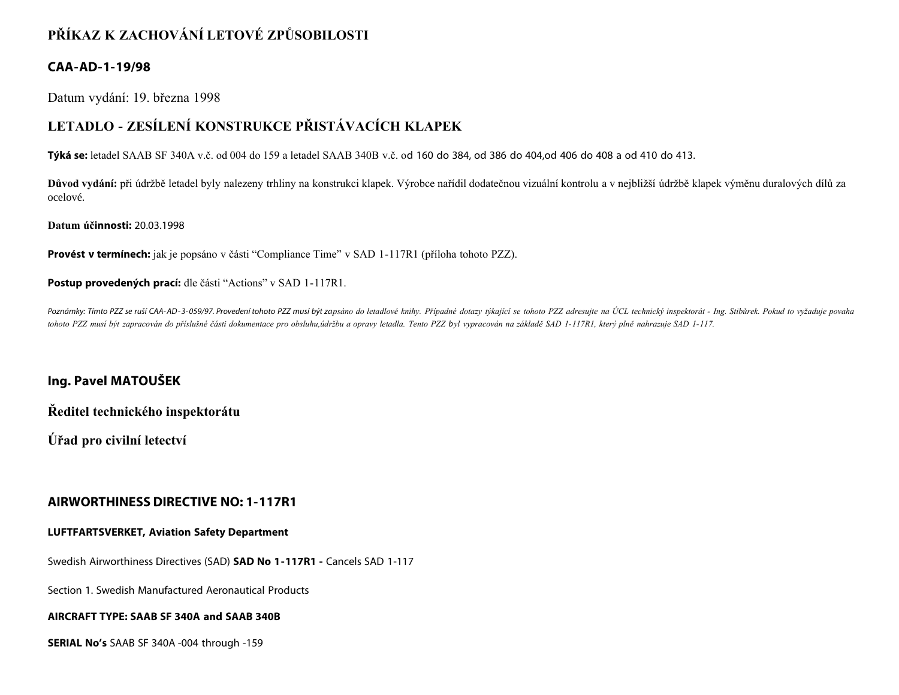# PŘÍKAZ K ZACHOVÁNÍ LETOVÉ ZPŮSOBILOSTI

## CAA-AD-1-19/98

Datum vydání: 19. března 1998

## LETADLO - ZESÍLENÍ KONSTRUKCE PŘISTÁVACÍCH KLAPEK

**Týká se:** letadel SAAB SF 340A v.č. od 004 do 159 a letadel SAAB 340B v.č. od 160 do 384, od 386 do 404,od 406 do 408 a od 410 do 413.

**Důvod vydání:** při údržbě letadel byly nalezeny trhliny na konstrukci klapek. Výrobce nařídil dodatečnou vizuální kontrolu a v nejbližší údržbě klapek výměnu duralových dílů za ocelové.

**Datum účinnosti:** 20.03.1998

**Provést v termínech:** jak je popsáno v části "Compliance Time" v SAD 1-117R1 (příloha tohoto PZZ).

**Postup provedených prací:** dle části "Actions" v SAD 1-117R1.

*Poznámky: Tímto PZZ se ruší CAA-AD-3-059/97. Provedení tohoto PZZ musí být zapsáno do letadlové knihy. Případné dotazy týkající se tohoto PZZ adresujte na ÚCL technický inspektorát - Ing. Stibůrek. Pokud to vyžaduje povaha tohoto PZZ musí být zapracován do příslušné části dokumentace pro obsluhu,údržbu a opravy letadla. Tento PZZ byl vypracován na základě SAD 1-117R1, který plně nahrazuje SAD 1-117.*

**Ing. Pavel MATOUŠEK**

**Ředitel technického inspektorátu**

**Úřad pro civilní letectví**

## AIRWORTHINESS DIRECTIVE NO: 1-117R1

**LUFTFARTSVERKET, Aviation Safety Department**

Swedish Airworthiness Directives (SAD) **SAD No 1-117R1 -** Cancels SAD 1-117

Section 1. Swedish Manufactured Aeronautical Products

**AIRCRAFT TYPE: SAAB SF 340A and SAAB 340B**

**SERIAL No's** SAAB SF 340A -004 through -159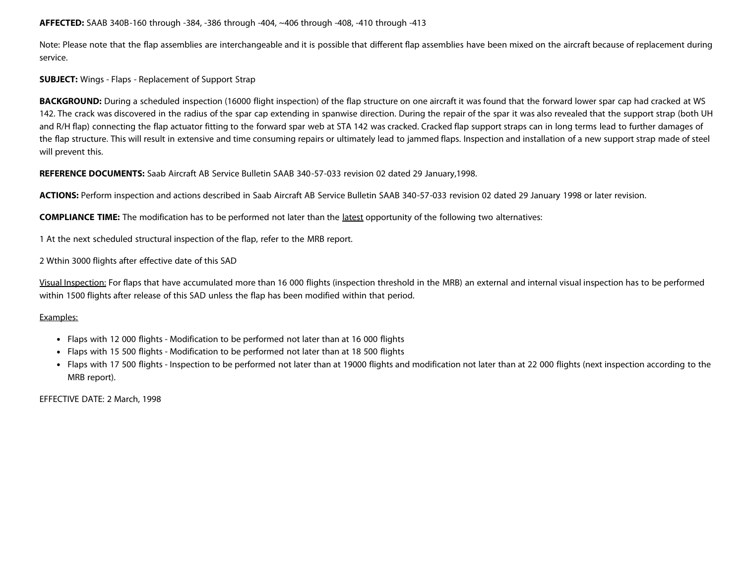**AFFECTED:** SAAB 340B-160 through -384, -386 through -404, ~406 through -408, -410 through -413

Note: Please note that the flap assemblies are interchangeable and it is possible that different flap assemblies have been mixed on the aircraft because of replacement during service.

**SUBJECT:** Wings - Flaps - Replacement of Support Strap

**BACKGROUND:** During a scheduled inspection (16000 flight inspection) of the flap structure on one aircraft it was found that the forward lower spar cap had cracked at WS 142. The crack was discovered in the radius of the spar cap extending in spanwise direction. During the repair of the spar it was also revealed that the support strap (both UH and R/H flap) connecting the flap actuator fitting to the forward spar web at STA 142 was cracked. Cracked flap support straps can in long terms lead to further damages of the flap structure. This will result in extensive and time consuming repairs or ultimately lead to jammed flaps. Inspection and installation of a new support strap made of steel will prevent this.

**REFERENCE DOCUMENTS:** Saab Aircraft AB Service Bulletin SAAB 340-57-033 revision 02 dated 29 January,1998.

**ACTIONS:** Perform inspection and actions described in Saab Aircraft AB Service Bulletin SAAB 340-57-033 revision 02 dated 29 January 1998 or later revision.

**COMPLIANCE TIME:** The modification has to be performed not later than the <u>latest</u> opportunity of the following two alternatives:

1 At the next scheduled structural inspection of the flap, refer to the MRB report.

2 Wthin 3000 flights after effective date of this SAD

<u>Visual Inspection:</u> For flaps that have accumulated more than 16 000 flights (inspection threshold in the MRB) an external and internal visual inspection has to be performed within 1500 flights after release of this SAD unless the flap has been modified within that period.

<u>Examples:</u>

- Flaps with 12 000 flights - Modification to be performed not later than at 16 000 flights
- Flaps with 15 500 flights - Modification to be performed not later than at 18 500 flights
- Flaps with 17 500 flights - Inspection to be performed not later than at 19000 flights and modification not later than at 22 000 flights (next inspection according to the MRB report).

EFFECTIVE DATE: 2 March, 1998